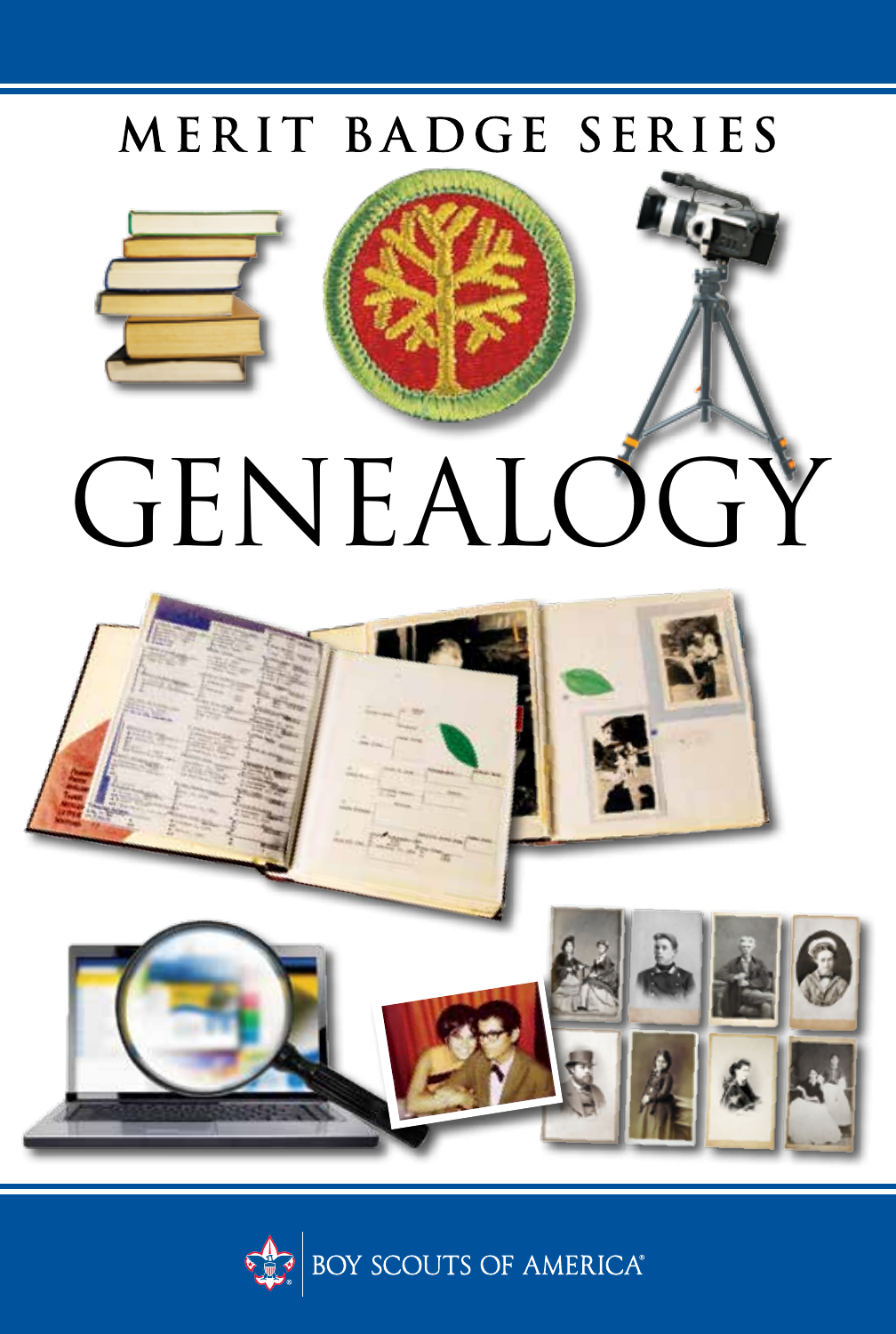MERIT BADGE SERIES

# GENEALOGY

BOY SCOUTS OF AMERICA®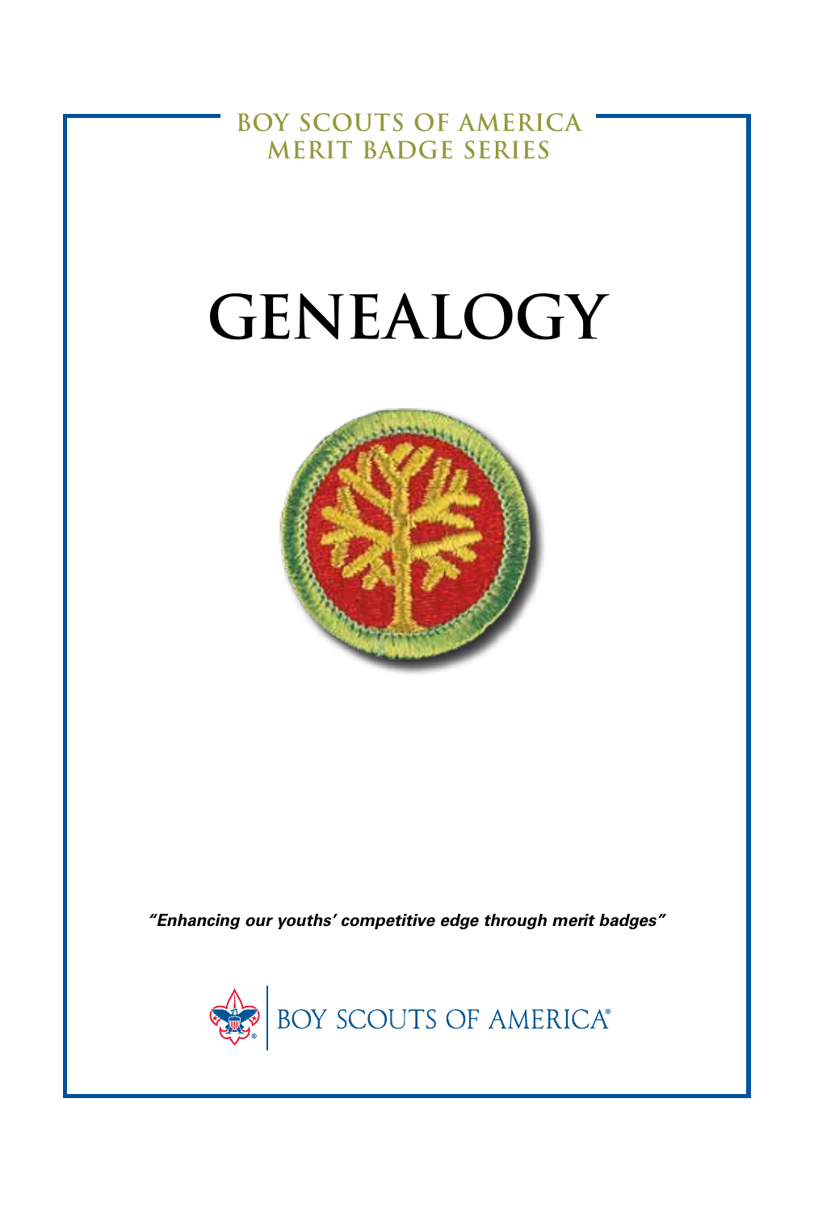BOY SCOUTS OF AMERICA
MERIT BADGE SERIES

# GENEALOGY

*"Enhancing our youths' competitive edge through merit badges"*

BOY SCOUTS OF AMERICA®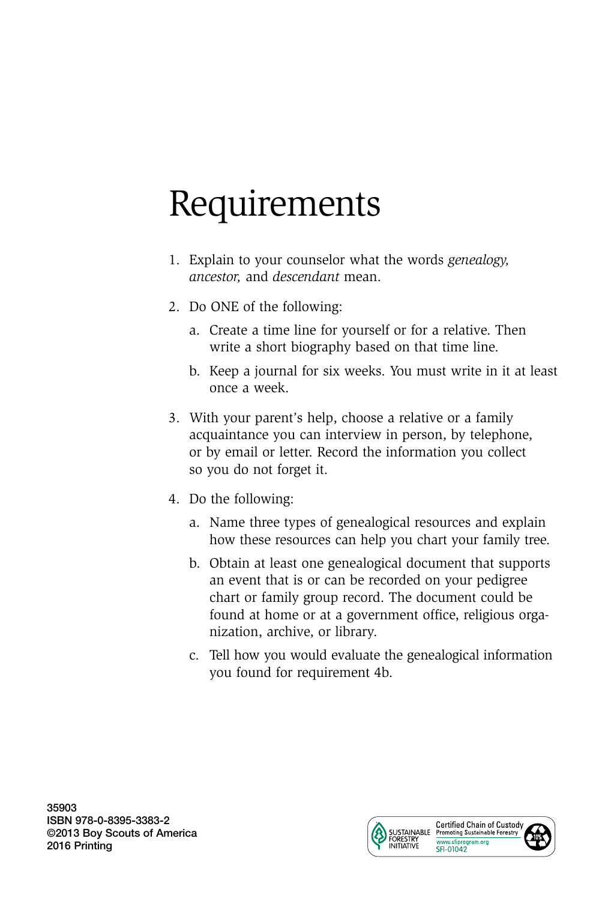# Requirements

1. Explain to your counselor what the words *genealogy, ancestor,* and *descendant* mean.

2. Do ONE of the following:

   a. Create a time line for yourself or for a relative. Then write a short biography based on that time line.

   b. Keep a journal for six weeks. You must write in it at least once a week.

3. With your parent's help, choose a relative or a family acquaintance you can interview in person, by telephone, or by email or letter. Record the information you collect so you do not forget it.

4. Do the following:

   a. Name three types of genealogical resources and explain how these resources can help you chart your family tree.

   b. Obtain at least one genealogical document that supports an event that is or can be recorded on your pedigree chart or family group record. The document could be found at home or at a government office, religious organization, archive, or library.

   c. Tell how you would evaluate the genealogical information you found for requirement 4b.

35903
ISBN 978-0-8395-3383-2
©2013 Boy Scouts of America
2016 Printing

SUSTAINABLE FORESTRY INITIATIVE
Certified Chain of Custody
Promoting Sustainable Forestry
www.sfiprogram.org
SFI-01042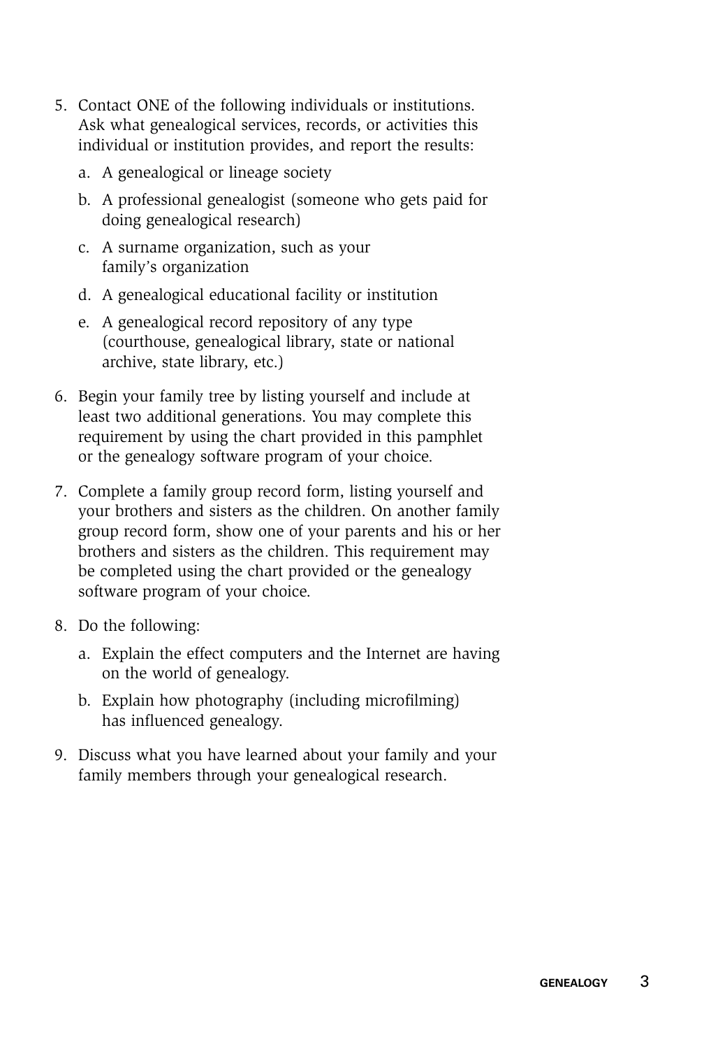5. Contact ONE of the following individuals or institutions. Ask what genealogical services, records, or activities this individual or institution provides, and report the results:
   a. A genealogical or lineage society
   b. A professional genealogist (someone who gets paid for doing genealogical research)
   c. A surname organization, such as your family's organization
   d. A genealogical educational facility or institution
   e. A genealogical record repository of any type (courthouse, genealogical library, state or national archive, state library, etc.)
6. Begin your family tree by listing yourself and include at least two additional generations. You may complete this requirement by using the chart provided in this pamphlet or the genealogy software program of your choice.
7. Complete a family group record form, listing yourself and your brothers and sisters as the children. On another family group record form, show one of your parents and his or her brothers and sisters as the children. This requirement may be completed using the chart provided or the genealogy software program of your choice.
8. Do the following:
   a. Explain the effect computers and the Internet are having on the world of genealogy.
   b. Explain how photography (including microfilming) has influenced genealogy.
9. Discuss what you have learned about your family and your family members through your genealogical research.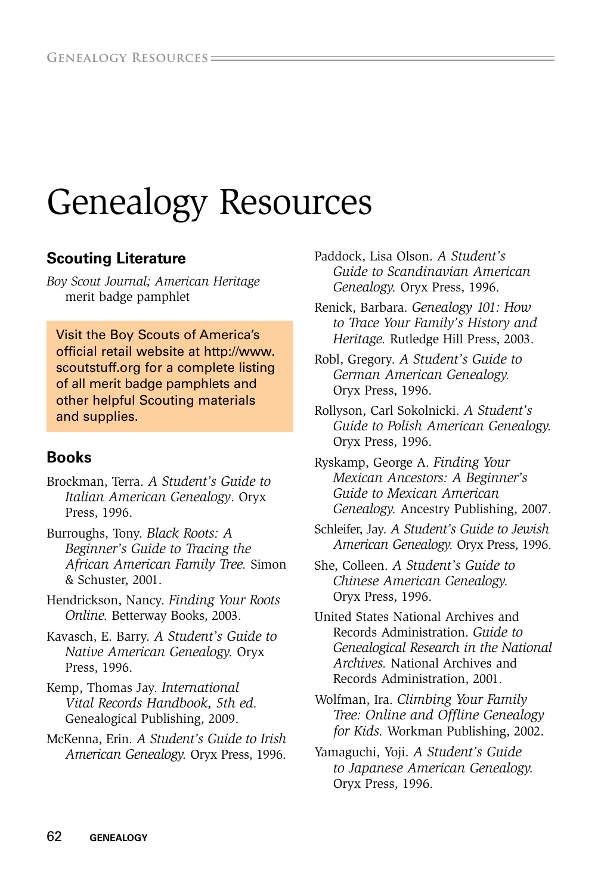# Genealogy Resources

## Scouting Literature

*Boy Scout Journal; American Heritage* merit badge pamphlet

Visit the Boy Scouts of America's official retail website at http://www.scoutstuff.org for a complete listing of all merit badge pamphlets and other helpful Scouting materials and supplies.

## Books

Brockman, Terra. *A Student's Guide to Italian American Genealogy*. Oryx Press, 1996.

Burroughs, Tony. *Black Roots: A Beginner's Guide to Tracing the African American Family Tree.* Simon & Schuster, 2001.

Hendrickson, Nancy. *Finding Your Roots Online.* Betterway Books, 2003.

Kavasch, E. Barry. *A Student's Guide to Native American Genealogy.* Oryx Press, 1996.

Kemp, Thomas Jay. *International Vital Records Handbook, 5th ed.* Genealogical Publishing, 2009.

McKenna, Erin. *A Student's Guide to Irish American Genealogy.* Oryx Press, 1996.

Paddock, Lisa Olson. *A Student's Guide to Scandinavian American Genealogy.* Oryx Press, 1996.

Renick, Barbara. *Genealogy 101: How to Trace Your Family's History and Heritage.* Rutledge Hill Press, 2003.

Robl, Gregory. *A Student's Guide to German American Genealogy.* Oryx Press, 1996.

Rollyson, Carl Sokolnicki. *A Student's Guide to Polish American Genealogy.* Oryx Press, 1996.

Ryskamp, George A. *Finding Your Mexican Ancestors: A Beginner's Guide to Mexican American Genealogy.* Ancestry Publishing, 2007.

Schleifer, Jay. *A Student's Guide to Jewish American Genealogy.* Oryx Press, 1996.

She, Colleen. *A Student's Guide to Chinese American Genealogy.* Oryx Press, 1996.

United States National Archives and Records Administration. *Guide to Genealogical Research in the National Archives.* National Archives and Records Administration, 2001.

Wolfman, Ira. *Climbing Your Family Tree: Online and Offline Genealogy for Kids.* Workman Publishing, 2002.

Yamaguchi, Yoji. *A Student's Guide to Japanese American Genealogy.* Oryx Press, 1996.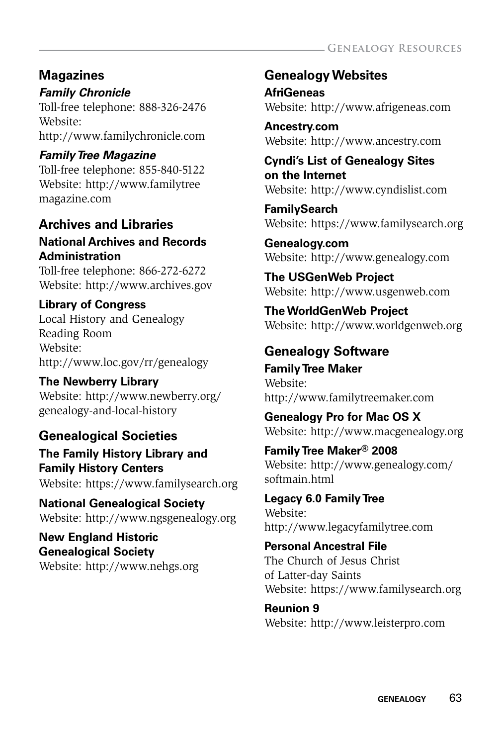## Magazines

***Family Chronicle***

Toll-free telephone: 888-326-2476
Website:
http://www.familychronicle.com

***Family Tree Magazine***

Toll-free telephone: 855-840-5122
Website: http://www.familytree magazine.com

## Archives and Libraries

**National Archives and Records Administration**

Toll-free telephone: 866-272-6272
Website: http://www.archives.gov

**Library of Congress**

Local History and Genealogy Reading Room
Website:
http://www.loc.gov/rr/genealogy

**The Newberry Library**

Website: http://www.newberry.org/genealogy-and-local-history

## Genealogical Societies

**The Family History Library and Family History Centers**

Website: https://www.familysearch.org

**National Genealogical Society**

Website: http://www.ngsgenealogy.org

**New England Historic Genealogical Society**

Website: http://www.nehgs.org

## Genealogy Websites

**AfriGeneas**

Website: http://www.afrigeneas.com

**Ancestry.com**

Website: http://www.ancestry.com

**Cyndi's List of Genealogy Sites on the Internet**

Website: http://www.cyndislist.com

**FamilySearch**

Website: https://www.familysearch.org

**Genealogy.com**

Website: http://www.genealogy.com

**The USGenWeb Project**

Website: http://www.usgenweb.com

**The WorldGenWeb Project**

Website: http://www.worldgenweb.org

## Genealogy Software

**Family Tree Maker**

Website:
http://www.familytreemaker.com

**Genealogy Pro for Mac OS X**

Website: http://www.macgenealogy.org

**Family Tree Maker® 2008**

Website: http://www.genealogy.com/softmain.html

**Legacy 6.0 Family Tree**

Website:
http://www.legacyfamilytree.com

**Personal Ancestral File**

The Church of Jesus Christ of Latter-day Saints
Website: https://www.familysearch.org

**Reunion 9**

Website: http://www.leisterpro.com